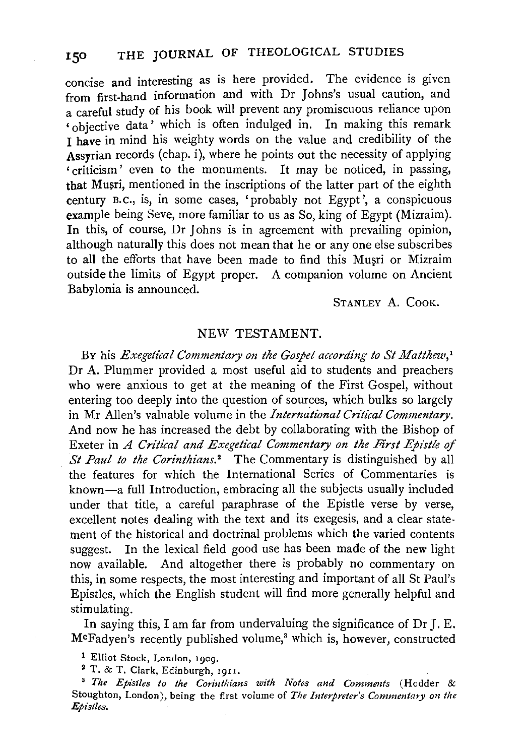concise and interesting as is here provided. The evidence is given from first-hand information and with Dr Johns's usual caution, and a careful study of his book will prevent any promiscuous reliance upon 'objective data' which is often indulged in. In making this remark I have in mind his weighty words on the value and credibility of the Assyrian records (chap. i), where he points out the necessity of applying 'criticism' even to the monuments. It may be noticed, in passing, that Muṣri, mentioned in the inscriptions of the latter part of the eighth century B.C., is, in some cases, 'probably not Egypt', a conspicuous example being Seve, more familiar to us as So, king of Egypt (Mizraim). In this, of course, Dr Johns is in agreement with prevailing opinion, although naturally this does not mean that he or any one else subscribes to all the efforts that have been made to find this Muṣri or Mizraim outside the limits of Egypt proper. A companion volume on Ancient Babylonia is announced.

STANLEY A. COOK.

## NEW TESTAMENT.

BY his *Exegetical Commentary on the Gospel according to St Matthew*,[1] Dr A. Plummer provided a most useful aid to students and preachers who were anxious to get at the meaning of the First Gospel, without entering too deeply into the question of sources, which bulks so largely in Mr Allen's valuable volume in the *International Critical Commentary*. And now he has increased the debt by collaborating with the Bishop of Exeter in *A Critical and Exegetical Commentary on the First Epistle of St Paul to the Corinthians*.[2] The Commentary is distinguished by all the features for which the International Series of Commentaries is known—a full Introduction, embracing all the subjects usually included under that title, a careful paraphrase of the Epistle verse by verse, excellent notes dealing with the text and its exegesis, and a clear statement of the historical and doctrinal problems which the varied contents suggest. In the lexical field good use has been made of the new light now available. And altogether there is probably no commentary on this, in some respects, the most interesting and important of all St Paul's Epistles, which the English student will find more generally helpful and stimulating.

In saying this, I am far from undervaluing the significance of Dr J. E. McFadyen's recently published volume,[3] which is, however, constructed

[1] Elliot Stock, London, 1909.

[2] T. & T. Clark, Edinburgh, 1911.

[3] *The Epistles to the Corinthians with Notes and Comments* (Hodder & Stoughton, London), being the first volume of *The Interpreter's Commentary on the Epistles*.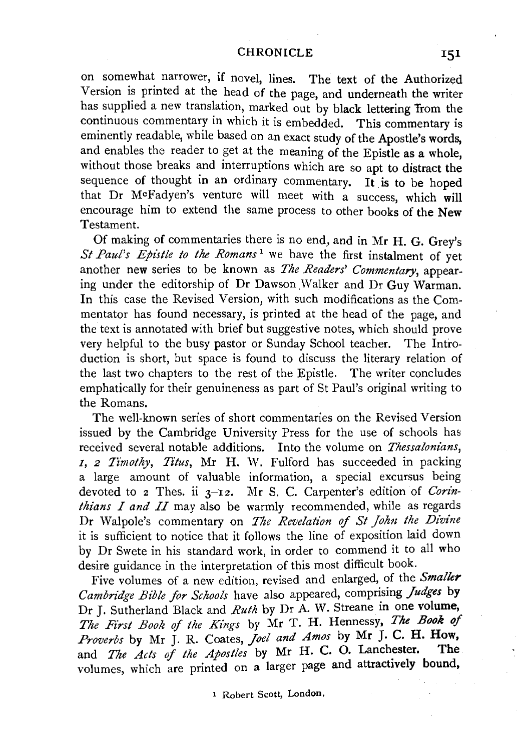on somewhat narrower, if novel, lines. The text of the Authorized Version is printed at the head of the page, and underneath the writer has supplied a new translation, marked out by black lettering from the continuous commentary in which it is embedded. This commentary is eminently readable, while based on an exact study of the Apostle's words, and enables the reader to get at the meaning of the Epistle as a whole, without those breaks and interruptions which are so apt to distract the sequence of thought in an ordinary commentary. It is to be hoped that Dr McFadyen's venture will meet with a success, which will encourage him to extend the same process to other books of the New Testament.

Of making of commentaries there is no end, and in Mr H. G. Grey's *St Paul's Epistle to the Romans*[1] we have the first instalment of yet another new series to be known as *The Readers' Commentary*, appearing under the editorship of Dr Dawson Walker and Dr Guy Warman. In this case the Revised Version, with such modifications as the Commentator has found necessary, is printed at the head of the page, and the text is annotated with brief but suggestive notes, which should prove very helpful to the busy pastor or Sunday School teacher. The Introduction is short, but space is found to discuss the literary relation of the last two chapters to the rest of the Epistle. The writer concludes emphatically for their genuineness as part of St Paul's original writing to the Romans.

The well-known series of short commentaries on the Revised Version issued by the Cambridge University Press for the use of schools has received several notable additions. Into the volume on *Thessalonians, 1, 2 Timothy, Titus*, Mr H. W. Fulford has succeeded in packing a large amount of valuable information, a special excursus being devoted to 2 Thes. ii 3–12. Mr S. C. Carpenter's edition of *Corinthians I and II* may also be warmly recommended, while as regards Dr Walpole's commentary on *The Revelation of St John the Divine* it is sufficient to notice that it follows the line of exposition laid down by Dr Swete in his standard work, in order to commend it to all who desire guidance in the interpretation of this most difficult book.

Five volumes of a new edition, revised and enlarged, of the *Smaller Cambridge Bible for Schools* have also appeared, comprising *Judges* by Dr J. Sutherland Black and *Ruth* by Dr A. W. Streane in one volume, *The First Book of the Kings* by Mr T. H. Hennessy, *The Book of Proverbs* by Mr J. R. Coates, *Joel and Amos* by Mr J. C. H. How, and *The Acts of the Apostles* by Mr H. C. O. Lanchester. The volumes, which are printed on a larger page and attractively bound,

[1] Robert Scott, London.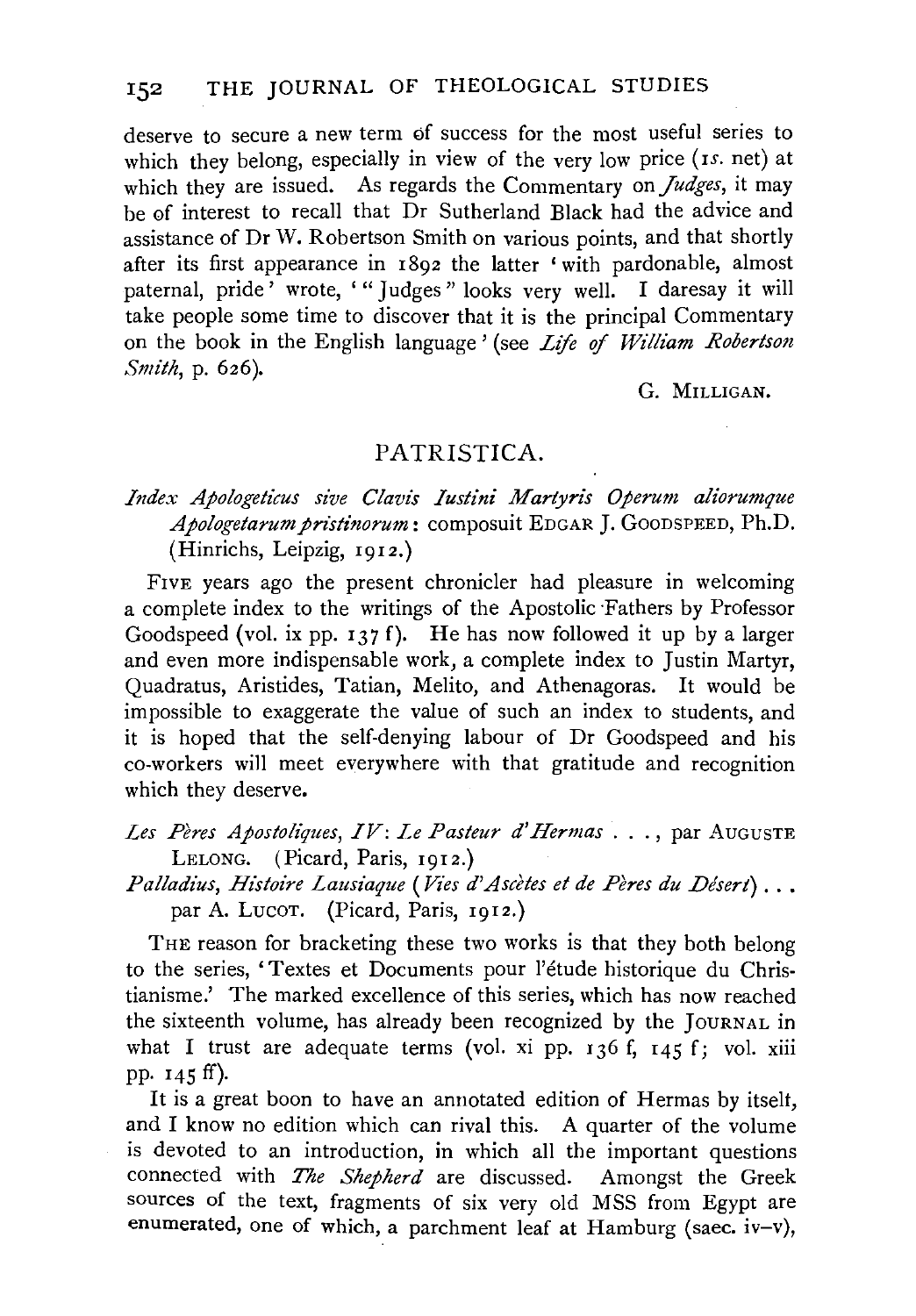deserve to secure a new term of success for the most useful series to which they belong, especially in view of the very low price (1*s.* net) at which they are issued. As regards the Commentary on *Judges*, it may be of interest to recall that Dr Sutherland Black had the advice and assistance of Dr W. Robertson Smith on various points, and that shortly after its first appearance in 1892 the latter 'with pardonable, almost paternal, pride' wrote, '"Judges" looks very well. I daresay it will take people some time to discover that it is the principal Commentary on the book in the English language' (see *Life of William Robertson Smith*, p. 626).

G. MILLIGAN.

## PATRISTICA.

*Index Apologeticus sive Clavis Iustini Martyris Operum aliorumque Apologetarum pristinorum*: composuit EDGAR J. GOODSPEED, Ph.D. (Hinrichs, Leipzig, 1912.)

FIVE years ago the present chronicler had pleasure in welcoming a complete index to the writings of the Apostolic Fathers by Professor Goodspeed (vol. ix pp. 137 f). He has now followed it up by a larger and even more indispensable work, a complete index to Justin Martyr, Quadratus, Aristides, Tatian, Melito, and Athenagoras. It would be impossible to exaggerate the value of such an index to students, and it is hoped that the self-denying labour of Dr Goodspeed and his co-workers will meet everywhere with that gratitude and recognition which they deserve.

*Les Pères Apostoliques, IV: Le Pasteur d'Hermas* . . ., par AUGUSTE LELONG. (Picard, Paris, 1912.)

*Palladius, Histoire Lausiaque (Vies d'Ascètes et de Pères du Désert)* . . . par A. LUCOT. (Picard, Paris, 1912.)

THE reason for bracketing these two works is that they both belong to the series, 'Textes et Documents pour l'étude historique du Christianisme.' The marked excellence of this series, which has now reached the sixteenth volume, has already been recognized by the JOURNAL in what I trust are adequate terms (vol. xi pp. 136 f, 145 f; vol. xiii pp. 145 ff).

It is a great boon to have an annotated edition of Hermas by itself, and I know no edition which can rival this. A quarter of the volume is devoted to an introduction, in which all the important questions connected with *The Shepherd* are discussed. Amongst the Greek sources of the text, fragments of six very old MSS from Egypt are enumerated, one of which, a parchment leaf at Hamburg (saec. iv–v),